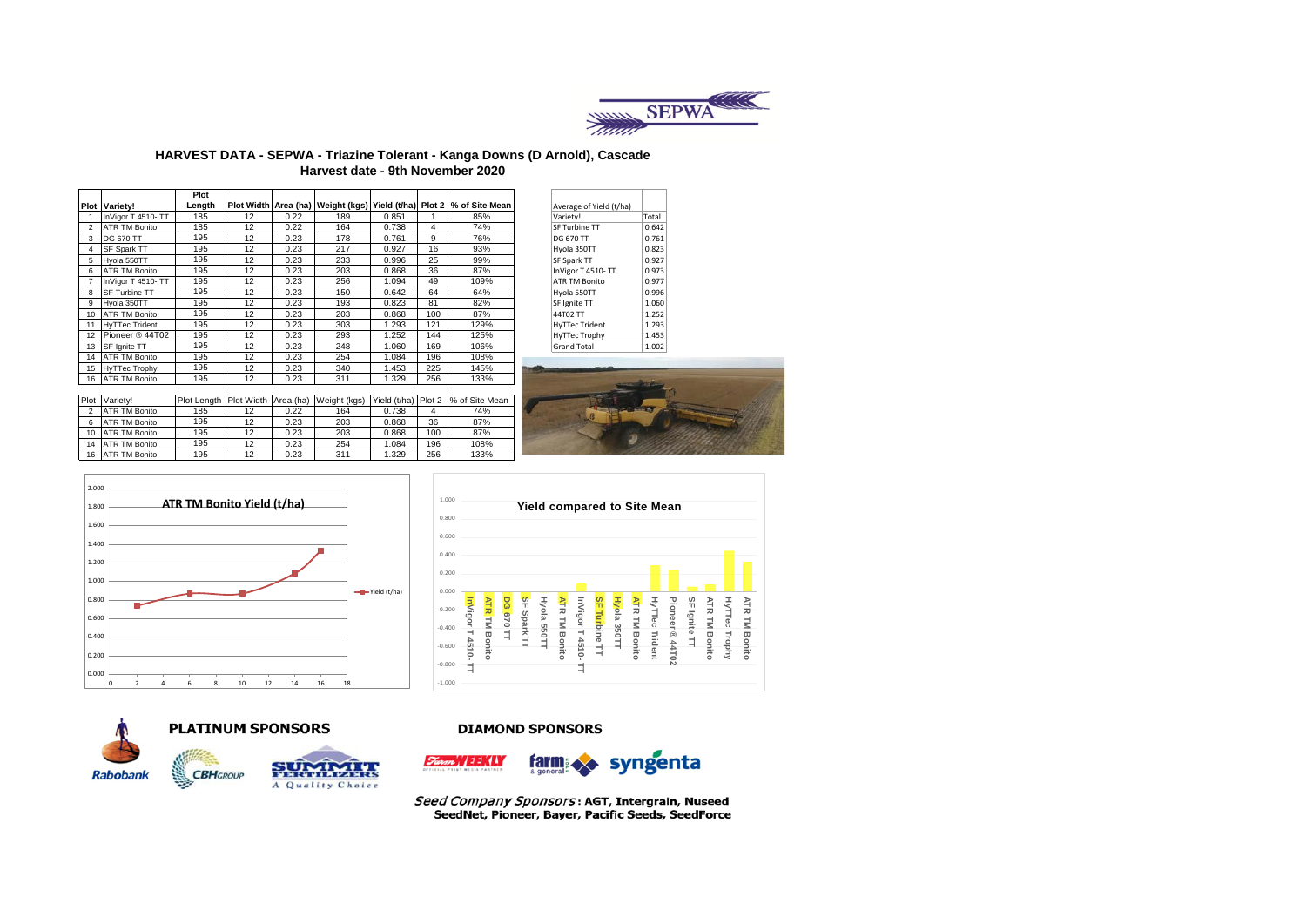# HARVEST DATA - SEPWA - Triazine Tolerant - Kanga Downs (D Arnold), Cascade

## Harvest date - 9th November 2020

| Plot | Variety! | Plot Length | Plot Width | Area (ha) | Weight (kgs) | Yield (t/ha) | Plot 2 | % of Site Mean |
|---|---|---|---|---|---|---|---|---|
| 1 | InVigor T 4510- TT | 185 | 12 | 0.22 | 189 | 0.851 | 1 | 85% |
| 2 | ATR TM Bonito | 185 | 12 | 0.22 | 164 | 0.738 | 4 | 74% |
| 3 | DG 670 TT | 195 | 12 | 0.23 | 178 | 0.761 | 9 | 76% |
| 4 | SF Spark TT | 195 | 12 | 0.23 | 217 | 0.927 | 16 | 93% |
| 5 | Hyola 550TT | 195 | 12 | 0.23 | 233 | 0.996 | 25 | 99% |
| 6 | ATR TM Bonito | 195 | 12 | 0.23 | 203 | 0.868 | 36 | 87% |
| 7 | InVigor T 4510- TT | 195 | 12 | 0.23 | 256 | 1.094 | 49 | 109% |
| 8 | SF Turbine TT | 195 | 12 | 0.23 | 150 | 0.642 | 64 | 64% |
| 9 | Hyola 350TT | 195 | 12 | 0.23 | 193 | 0.823 | 81 | 82% |
| 10 | ATR TM Bonito | 195 | 12 | 0.23 | 203 | 0.868 | 100 | 87% |
| 11 | HyTTec Trident | 195 | 12 | 0.23 | 303 | 1.293 | 121 | 129% |
| 12 | Pioneer ® 44T02 | 195 | 12 | 0.23 | 293 | 1.252 | 144 | 125% |
| 13 | SF Ignite TT | 195 | 12 | 0.23 | 248 | 1.060 | 169 | 106% |
| 14 | ATR TM Bonito | 195 | 12 | 0.23 | 254 | 1.084 | 196 | 108% |
| 15 | HyTTec Trophy | 195 | 12 | 0.23 | 340 | 1.453 | 225 | 145% |
| 16 | ATR TM Bonito | 195 | 12 | 0.23 | 311 | 1.329 | 256 | 133% |

| Plot | Variety! | Plot Length | Plot Width | Area (ha) | Weight (kgs) | Yield (t/ha) | Plot 2 | % of Site Mean |
|---|---|---|---|---|---|---|---|---|
| 2 | ATR TM Bonito | 185 | 12 | 0.22 | 164 | 0.738 | 4 | 74% |
| 6 | ATR TM Bonito | 195 | 12 | 0.23 | 203 | 0.868 | 36 | 87% |
| 10 | ATR TM Bonito | 195 | 12 | 0.23 | 203 | 0.868 | 100 | 87% |
| 14 | ATR TM Bonito | 195 | 12 | 0.23 | 254 | 1.084 | 196 | 108% |
| 16 | ATR TM Bonito | 195 | 12 | 0.23 | 311 | 1.329 | 256 | 133% |

| Average of Yield (t/ha) | |
|---|---|
| Variety! | Total |
| SF Turbine TT | 0.642 |
| DG 670 TT | 0.761 |
| Hyola 350TT | 0.823 |
| SF Spark TT | 0.927 |
| InVigor T 4510- TT | 0.973 |
| ATR TM Bonito | 0.977 |
| Hyola 550TT | 0.996 |
| SF Ignite TT | 1.060 |
| 44T02 TT | 1.252 |
| HyTTec Trident | 1.293 |
| HyTTec Trophy | 1.453 |
| Grand Total | 1.002 |

**ATR TM Bonito Yield (t/ha)**

**Yield compared to Site Mean**

**PLATINUM SPONSORS**

Rabobank, CBH Group, Summit Fertilizers – A Quality Choice

**DIAMOND SPONSORS**

Farm Weekly, farm & general, syngenta

*Seed Company Sponsors*: **AGT, Intergrain, Nuseed SeedNet, Pioneer, Bayer, Pacific Seeds, SeedForce**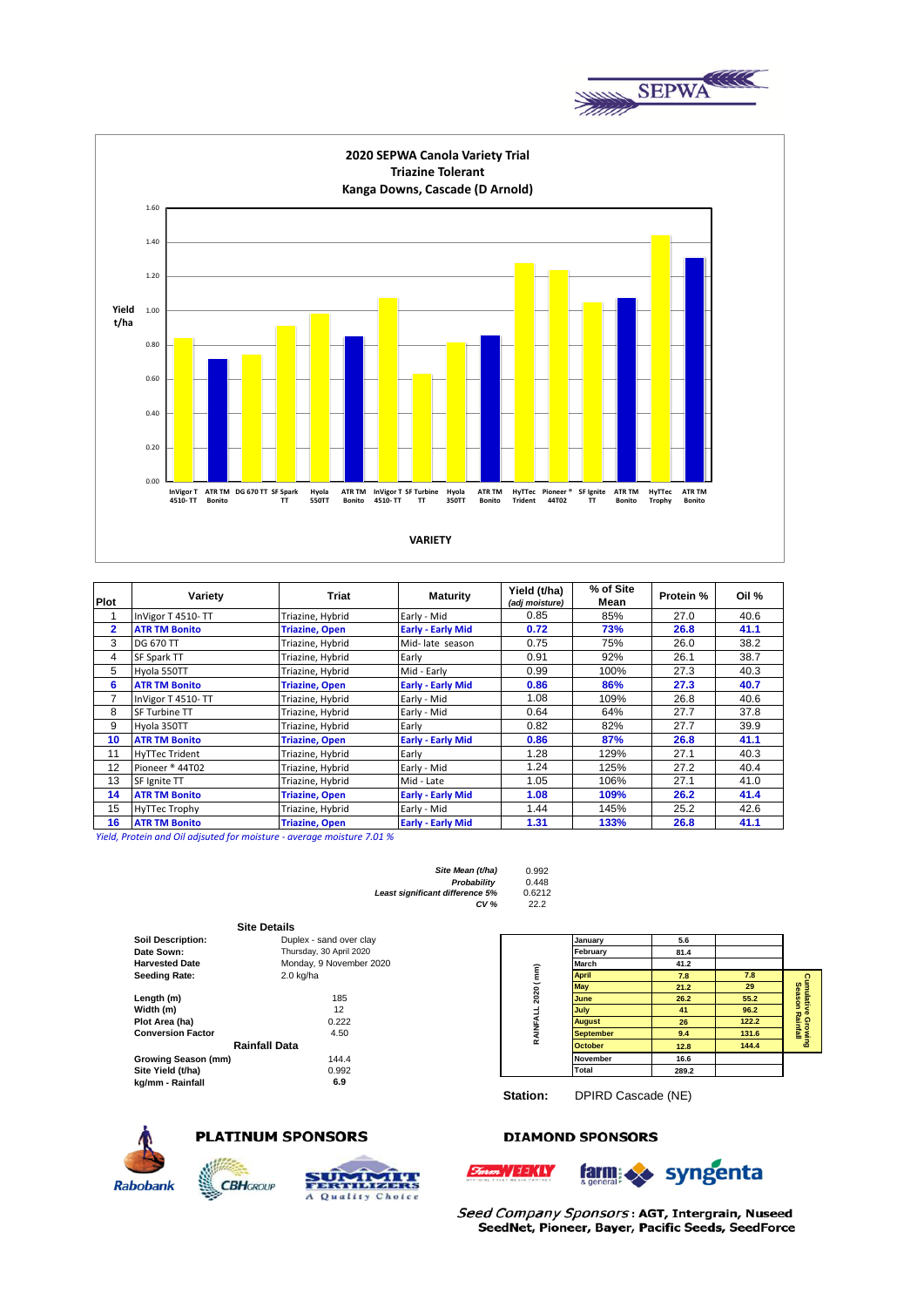## 2020 SEPWA Canola Variety Trial
### Triazine Tolerant
### Kanga Downs, Cascade (D Arnold)

| Plot | Variety | Triat | Maturity | Yield (t/ha) (adj moisture) | % of Site Mean | Protein % | Oil % |
|---|---|---|---|---|---|---|---|
| 1 | InVigor T 4510- TT | Triazine, Hybrid | Early - Mid | 0.85 | 85% | 27.0 | 40.6 |
| **2** | **ATR TM Bonito** | **Triazine, Open** | **Early - Early Mid** | **0.72** | **73%** | **26.8** | **41.1** |
| 3 | DG 670 TT | Triazine, Hybrid | Mid- late season | 0.75 | 75% | 26.0 | 38.2 |
| 4 | SF Spark TT | Triazine, Hybrid | Early | 0.91 | 92% | 26.1 | 38.7 |
| 5 | Hyola 550TT | Triazine, Hybrid | Mid - Early | 0.99 | 100% | 27.3 | 40.3 |
| **6** | **ATR TM Bonito** | **Triazine, Open** | **Early - Early Mid** | **0.86** | **86%** | **27.3** | **40.7** |
| 7 | InVigor T 4510- TT | Triazine, Hybrid | Early - Mid | 1.08 | 109% | 26.8 | 40.6 |
| 8 | SF Turbine TT | Triazine, Hybrid | Early - Mid | 0.64 | 64% | 27.7 | 37.8 |
| 9 | Hyola 350TT | Triazine, Hybrid | Early | 0.82 | 82% | 27.7 | 39.9 |
| **10** | **ATR TM Bonito** | **Triazine, Open** | **Early - Early Mid** | **0.86** | **87%** | **26.8** | **41.1** |
| 11 | HyTTec Trident | Triazine, Hybrid | Early | 1.28 | 129% | 27.1 | 40.3 |
| 12 | Pioneer ® 44T02 | Triazine, Hybrid | Early - Mid | 1.24 | 125% | 27.2 | 40.4 |
| 13 | SF Ignite TT | Triazine, Hybrid | Mid - Late | 1.05 | 106% | 27.1 | 41.0 |
| **14** | **ATR TM Bonito** | **Triazine, Open** | **Early - Early Mid** | **1.08** | **109%** | **26.2** | **41.4** |
| 15 | HyTTec Trophy | Triazine, Hybrid | Early - Mid | 1.44 | 145% | 25.2 | 42.6 |
| **16** | **ATR TM Bonito** | **Triazine, Open** | **Early - Early Mid** | **1.31** | **133%** | **26.8** | **41.1** |

*Yield, Protein and Oil adjsuted for moisture - average moisture 7.01 %*

| | |
|---|---|
| *Site Mean (t/ha)* | 0.992 |
| *Probability* | 0.448 |
| *Least significant difference 5%* | 0.6212 |
| *CV %* | 22.2 |

### Site Details

| | |
|---|---|
| **Soil Description:** | Duplex - sand over clay |
| **Date Sown:** | Thursday, 30 April 2020 |
| **Harvested Date** | Monday, 9 November 2020 |
| **Seeding Rate:** | 2.0 kg/ha |
| **Length (m)** | 185 |
| **Width (m)** | 12 |
| **Plot Area (ha)** | 0.222 |
| **Conversion Factor** | 4.50 |

### Rainfall Data

| | |
|---|---|
| **Growing Season (mm)** | 144.4 |
| **Site Yield (t/ha)** | 0.992 |
| **kg/mm - Rainfall** | 6.9 |

**RAINFALL 2020 (mm)**

| Month | Rainfall | Cumulative Growing Season Rainfall |
|---|---|---|
| January | 5.6 | |
| February | 81.4 | |
| March | 41.2 | |
| April | 7.8 | 7.8 |
| May | 21.2 | 29 |
| June | 26.2 | 55.2 |
| July | 41 | 96.2 |
| August | 26 | 122.2 |
| September | 9.4 | 131.6 |
| October | 12.8 | 144.4 |
| November | 16.6 | |
| Total | 289.2 | |

**Station:** DPIRD Cascade (NE)

**PLATINUM SPONSORS**

Rabobank, CBH Group, Summit Fertilizers – A Quality Choice

**DIAMOND SPONSORS**

Farm Weekly, farm & general, syngenta

*Seed Company Sponsors*: **AGT, Intergrain, Nuseed SeedNet, Pioneer, Bayer, Pacific Seeds, SeedForce**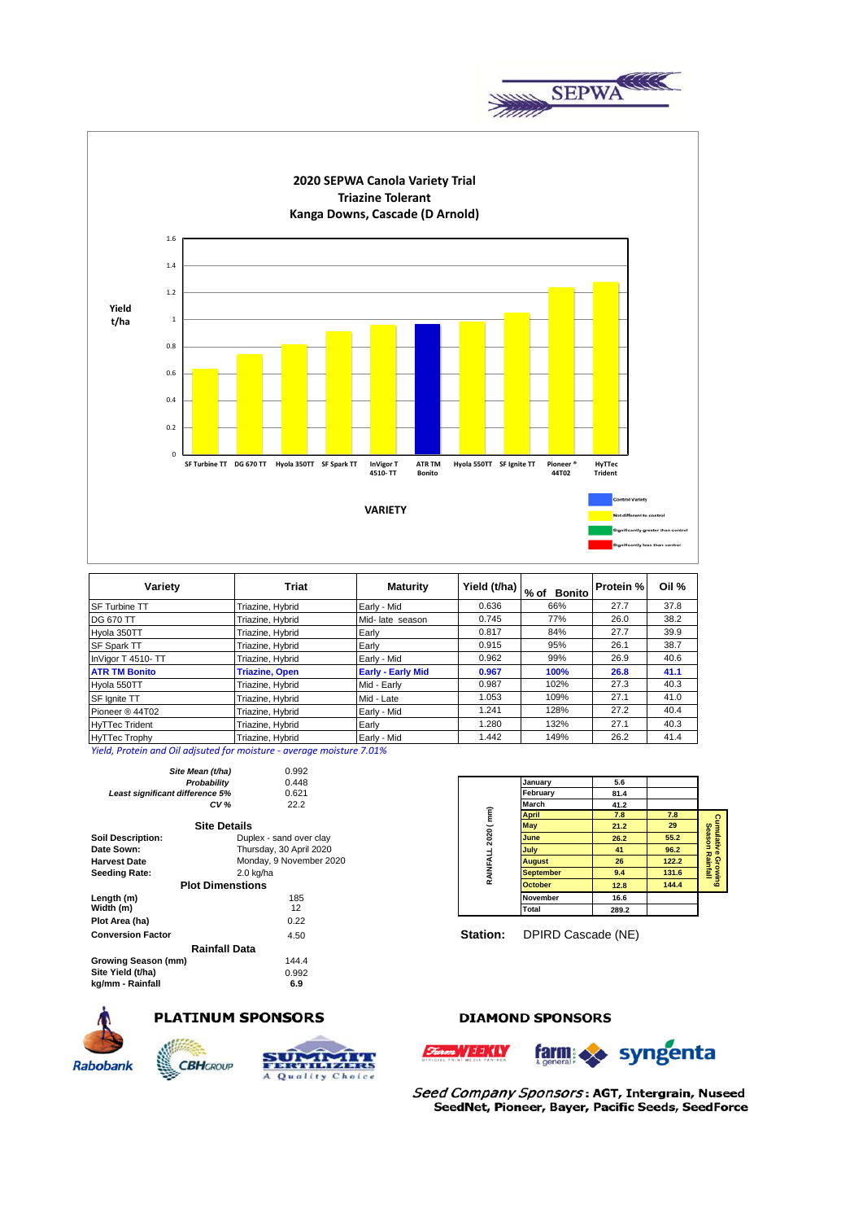SEPWA

## 2020 SEPWA Canola Variety Trial
## Triazine Tolerant
## Kanga Downs, Cascade (D Arnold)

Yield t/ha

1.6
1.4
1.2
1
0.8
0.6
0.4
0.2
0

SF Turbine TT
DG 670 TT
Hyola 350TT
SF Spark TT
InVigor T 4510- TT
ATR TM Bonito
Hyola 550TT
SF Ignite TT
Pioneer ® 44T02
HyTTec Trident

VARIETY

Control Variety
Not different to control
Significantly greater than control
Significantly less than control

| Variety | Triat | Maturity | Yield (t/ha) | % of Bonito | Protein % | Oil % |
|---|---|---|---|---|---|---|
| SF Turbine TT | Triazine, Hybrid | Early - Mid | 0.636 | 66% | 27.7 | 37.8 |
| DG 670 TT | Triazine, Hybrid | Mid- late season | 0.745 | 77% | 26.0 | 38.2 |
| Hyola 350TT | Triazine, Hybrid | Early | 0.817 | 84% | 27.7 | 39.9 |
| SF Spark TT | Triazine, Hybrid | Early | 0.915 | 95% | 26.1 | 38.7 |
| InVigor T 4510- TT | Triazine, Hybrid | Early - Mid | 0.962 | 99% | 26.9 | 40.6 |
| **ATR TM Bonito** | **Triazine, Open** | **Early - Early Mid** | **0.967** | **100%** | **26.8** | **41.1** |
| Hyola 550TT | Triazine, Hybrid | Mid - Early | 0.987 | 102% | 27.3 | 40.3 |
| SF Ignite TT | Triazine, Hybrid | Mid - Late | 1.053 | 109% | 27.1 | 41.0 |
| Pioneer ® 44T02 | Triazine, Hybrid | Early - Mid | 1.241 | 128% | 27.2 | 40.4 |
| HyTTec Trident | Triazine, Hybrid | Early | 1.280 | 132% | 27.1 | 40.3 |
| HyTTec Trophy | Triazine, Hybrid | Early - Mid | 1.442 | 149% | 26.2 | 41.4 |

*Yield, Protein and Oil adjsuted for moisture - average moisture 7.01%*

| | |
|---|---|
| *Site Mean (t/ha)* | 0.992 |
| *Probability* | 0.448 |
| *Least significant difference 5%* | 0.621 |
| *CV %* | 22.2 |

**Site Details**

| | |
|---|---|
| **Soil Description:** | Duplex - sand over clay |
| **Date Sown:** | Thursday, 30 April 2020 |
| **Harvest Date** | Monday, 9 November 2020 |
| **Seeding Rate:** | 2.0 kg/ha |

**Plot Dimenstions**

| | |
|---|---|
| **Length (m)** | 185 |
| **Width (m)** | 12 |
| **Plot Area (ha)** | 0.22 |
| **Conversion Factor** | 4.50 |

**Rainfall Data**

| | |
|---|---|
| **Growing Season (mm)** | 144.4 |
| **Site Yield (t/ha)** | 0.992 |
| **kg/mm - Rainfall** | **6.9** |

RAINFALL 2020 ( mm)

| Month | Rainfall | Cumulative Growing Season Rainfall |
|---|---|---|
| January | 5.6 | |
| February | 81.4 | |
| March | 41.2 | |
| April | 7.8 | 7.8 |
| May | 21.2 | 29 |
| June | 26.2 | 55.2 |
| July | 41 | 96.2 |
| August | 26 | 122.2 |
| September | 9.4 | 131.6 |
| October | 12.8 | 144.4 |
| November | 16.6 | |
| Total | 289.2 | |

**Station:** DPIRD Cascade (NE)

**PLATINUM SPONSORS**

Rabobank, CBH Group, Summit Fertilizers – A Quality Choice

**DIAMOND SPONSORS**

Farm Weekly, farm & general, syngenta

*Seed Company Sponsors*: **AGT, Intergrain, Nuseed SeedNet, Pioneer, Bayer, Pacific Seeds, SeedForce**